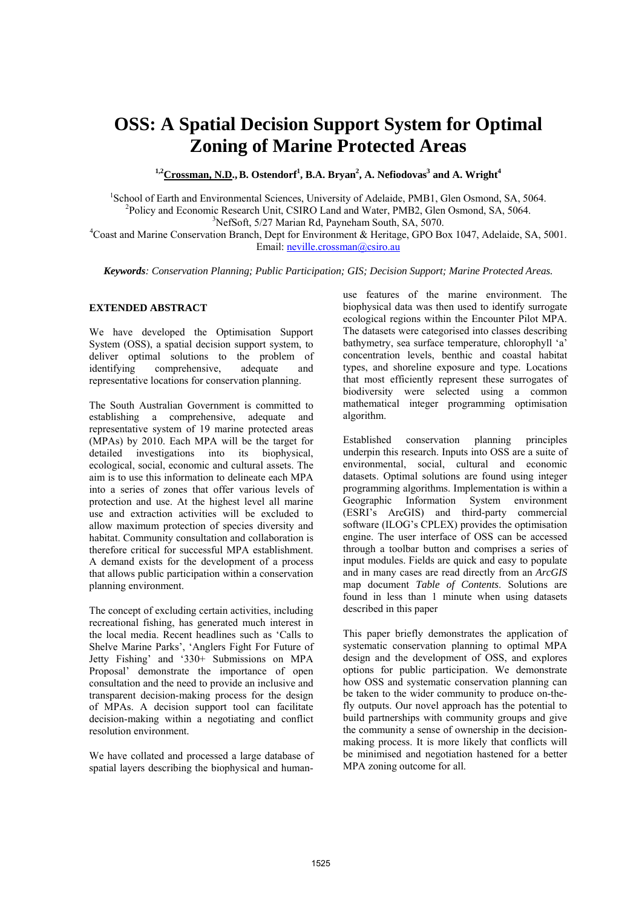# OSS: A Spatial Decision Support System for Optimal Zoning of Marine Protected Areas

[1,2]**Crossman, N.D.**, **B. Ostendorf**[1], **B.A. Bryan**[2], **A. Nefiodovas**[3] **and A. Wright**[4]

[1]School of Earth and Environmental Sciences, University of Adelaide, PMB1, Glen Osmond, SA, 5064.
[2]Policy and Economic Research Unit, CSIRO Land and Water, PMB2, Glen Osmond, SA, 5064.
[3]NefSoft, 5/27 Marian Rd, Payneham South, SA, 5070.
[4]Coast and Marine Conservation Branch, Dept for Environment & Heritage, GPO Box 1047, Adelaide, SA, 5001.
Email: neville.crossman@csiro.au

***Keywords**: Conservation Planning; Public Participation; GIS; Decision Support; Marine Protected Areas.*

## EXTENDED ABSTRACT

We have developed the Optimisation Support System (OSS), a spatial decision support system, to deliver optimal solutions to the problem of identifying comprehensive, adequate and representative locations for conservation planning.

The South Australian Government is committed to establishing a comprehensive, adequate and representative system of 19 marine protected areas (MPAs) by 2010. Each MPA will be the target for detailed investigations into its biophysical, ecological, social, economic and cultural assets. The aim is to use this information to delineate each MPA into a series of zones that offer various levels of protection and use. At the highest level all marine use and extraction activities will be excluded to allow maximum protection of species diversity and habitat. Community consultation and collaboration is therefore critical for successful MPA establishment. A demand exists for the development of a process that allows public participation within a conservation planning environment.

The concept of excluding certain activities, including recreational fishing, has generated much interest in the local media. Recent headlines such as 'Calls to Shelve Marine Parks', 'Anglers Fight For Future of Jetty Fishing' and '330+ Submissions on MPA Proposal' demonstrate the importance of open consultation and the need to provide an inclusive and transparent decision-making process for the design of MPAs. A decision support tool can facilitate decision-making within a negotiating and conflict resolution environment.

We have collated and processed a large database of spatial layers describing the biophysical and human-use features of the marine environment. The biophysical data was then used to identify surrogate ecological regions within the Encounter Pilot MPA. The datasets were categorised into classes describing bathymetry, sea surface temperature, chlorophyll 'a' concentration levels, benthic and coastal habitat types, and shoreline exposure and type. Locations that most efficiently represent these surrogates of biodiversity were selected using a common mathematical integer programming optimisation algorithm.

Established conservation planning principles underpin this research. Inputs into OSS are a suite of environmental, social, cultural and economic datasets. Optimal solutions are found using integer programming algorithms. Implementation is within a Geographic Information System environment (ESRI's ArcGIS) and third-party commercial software (ILOG's CPLEX) provides the optimisation engine. The user interface of OSS can be accessed through a toolbar button and comprises a series of input modules. Fields are quick and easy to populate and in many cases are read directly from an *ArcGIS* map document *Table of Contents*. Solutions are found in less than 1 minute when using datasets described in this paper

This paper briefly demonstrates the application of systematic conservation planning to optimal MPA design and the development of OSS, and explores options for public participation. We demonstrate how OSS and systematic conservation planning can be taken to the wider community to produce on-the-fly outputs. Our novel approach has the potential to build partnerships with community groups and give the community a sense of ownership in the decision-making process. It is more likely that conflicts will be minimised and negotiation hastened for a better MPA zoning outcome for all.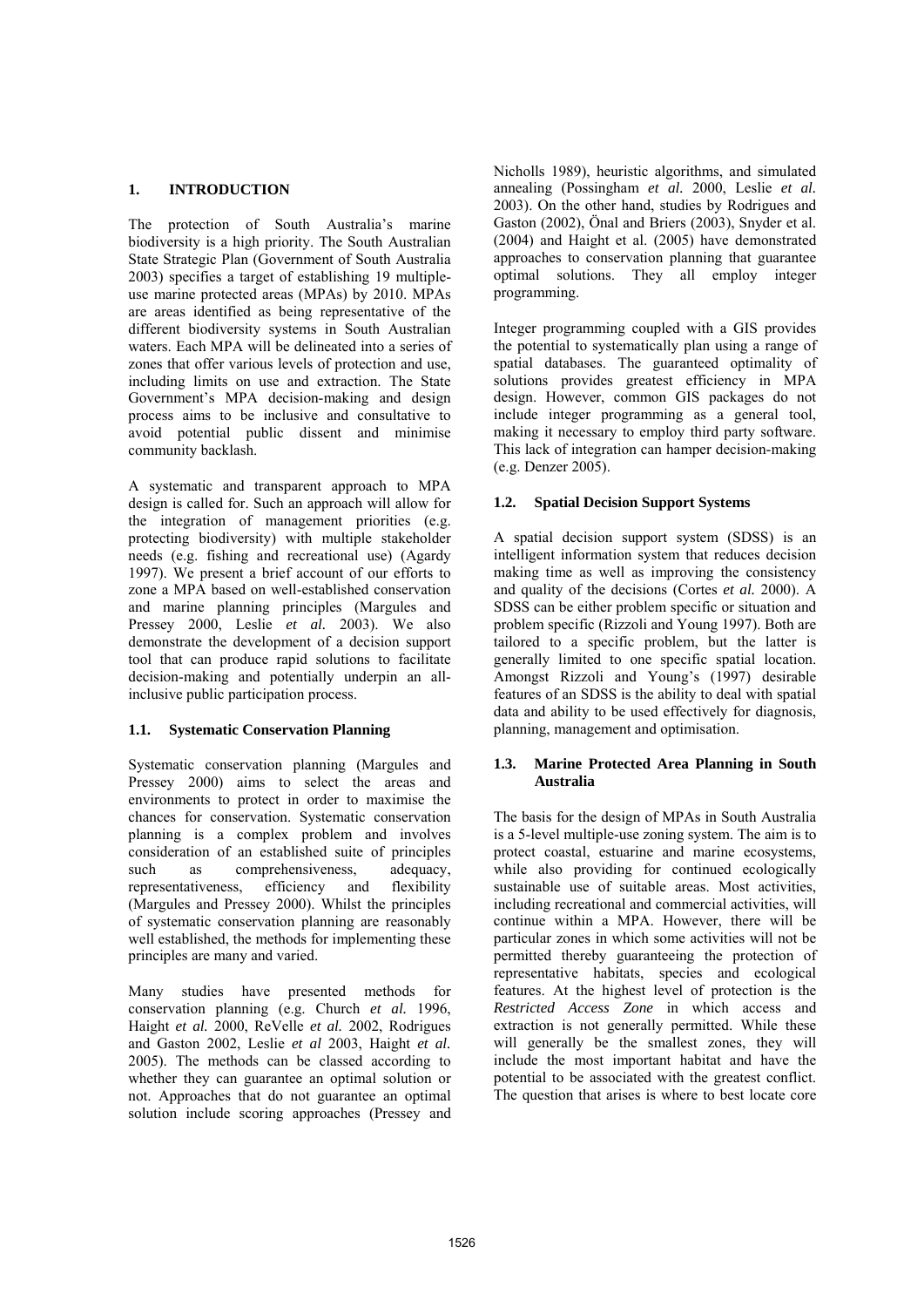## 1. INTRODUCTION

The protection of South Australia's marine biodiversity is a high priority. The South Australian State Strategic Plan (Government of South Australia 2003) specifies a target of establishing 19 multiple-use marine protected areas (MPAs) by 2010. MPAs are areas identified as being representative of the different biodiversity systems in South Australian waters. Each MPA will be delineated into a series of zones that offer various levels of protection and use, including limits on use and extraction. The State Government's MPA decision-making and design process aims to be inclusive and consultative to avoid potential public dissent and minimise community backlash.

A systematic and transparent approach to MPA design is called for. Such an approach will allow for the integration of management priorities (e.g. protecting biodiversity) with multiple stakeholder needs (e.g. fishing and recreational use) (Agardy 1997). We present a brief account of our efforts to zone a MPA based on well-established conservation and marine planning principles (Margules and Pressey 2000, Leslie *et al.* 2003). We also demonstrate the development of a decision support tool that can produce rapid solutions to facilitate decision-making and potentially underpin an all-inclusive public participation process.

### 1.1. Systematic Conservation Planning

Systematic conservation planning (Margules and Pressey 2000) aims to select the areas and environments to protect in order to maximise the chances for conservation. Systematic conservation planning is a complex problem and involves consideration of an established suite of principles such as comprehensiveness, adequacy, representativeness, efficiency and flexibility (Margules and Pressey 2000). Whilst the principles of systematic conservation planning are reasonably well established, the methods for implementing these principles are many and varied.

Many studies have presented methods for conservation planning (e.g. Church *et al.* 1996, Haight *et al.* 2000, ReVelle *et al.* 2002, Rodrigues and Gaston 2002, Leslie *et al* 2003, Haight *et al.* 2005). The methods can be classed according to whether they can guarantee an optimal solution or not. Approaches that do not guarantee an optimal solution include scoring approaches (Pressey and Nicholls 1989), heuristic algorithms, and simulated annealing (Possingham *et al.* 2000, Leslie *et al.* 2003). On the other hand, studies by Rodrigues and Gaston (2002), Önal and Briers (2003), Snyder et al. (2004) and Haight et al. (2005) have demonstrated approaches to conservation planning that guarantee optimal solutions. They all employ integer programming.

Integer programming coupled with a GIS provides the potential to systematically plan using a range of spatial databases. The guaranteed optimality of solutions provides greatest efficiency in MPA design. However, common GIS packages do not include integer programming as a general tool, making it necessary to employ third party software. This lack of integration can hamper decision-making (e.g. Denzer 2005).

### 1.2. Spatial Decision Support Systems

A spatial decision support system (SDSS) is an intelligent information system that reduces decision making time as well as improving the consistency and quality of the decisions (Cortes *et al.* 2000). A SDSS can be either problem specific or situation and problem specific (Rizzoli and Young 1997). Both are tailored to a specific problem, but the latter is generally limited to one specific spatial location. Amongst Rizzoli and Young's (1997) desirable features of an SDSS is the ability to deal with spatial data and ability to be used effectively for diagnosis, planning, management and optimisation.

### 1.3. Marine Protected Area Planning in South Australia

The basis for the design of MPAs in South Australia is a 5-level multiple-use zoning system. The aim is to protect coastal, estuarine and marine ecosystems, while also providing for continued ecologically sustainable use of suitable areas. Most activities, including recreational and commercial activities, will continue within a MPA. However, there will be particular zones in which some activities will not be permitted thereby guaranteeing the protection of representative habitats, species and ecological features. At the highest level of protection is the *Restricted Access Zone* in which access and extraction is not generally permitted. While these will generally be the smallest zones, they will include the most important habitat and have the potential to be associated with the greatest conflict. The question that arises is where to best locate core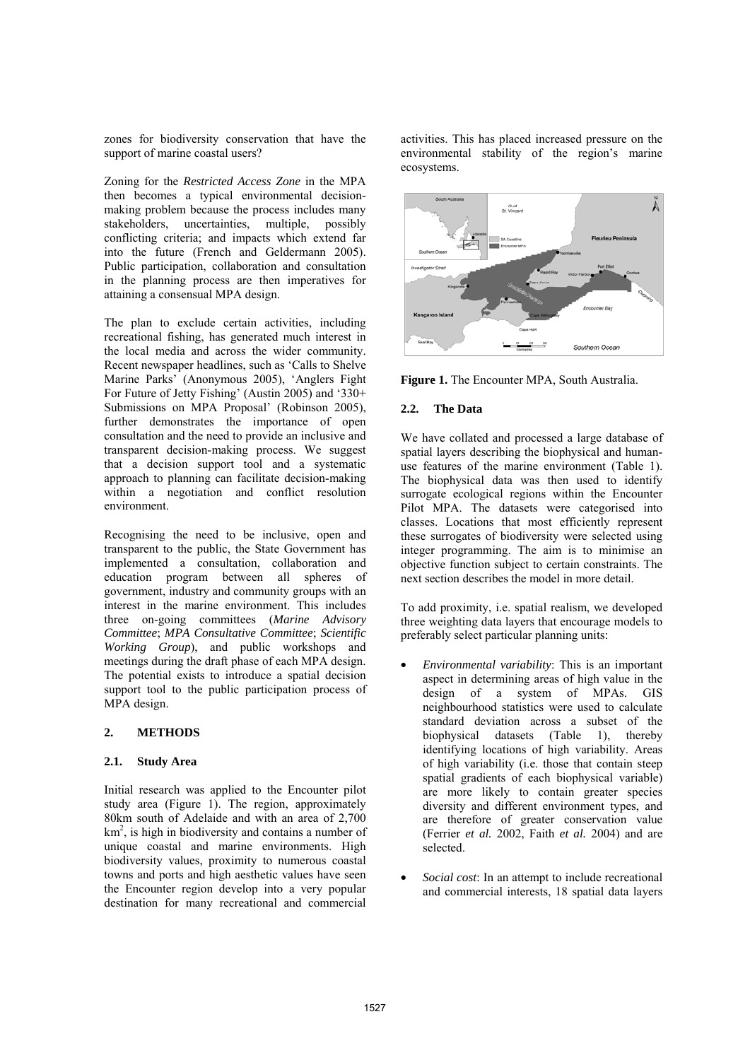zones for biodiversity conservation that have the support of marine coastal users?

Zoning for the *Restricted Access Zone* in the MPA then becomes a typical environmental decision-making problem because the process includes many stakeholders, uncertainties, multiple, possibly conflicting criteria; and impacts which extend far into the future (French and Geldermann 2005). Public participation, collaboration and consultation in the planning process are then imperatives for attaining a consensual MPA design.

The plan to exclude certain activities, including recreational fishing, has generated much interest in the local media and across the wider community. Recent newspaper headlines, such as 'Calls to Shelve Marine Parks' (Anonymous 2005), 'Anglers Fight For Future of Jetty Fishing' (Austin 2005) and '330+ Submissions on MPA Proposal' (Robinson 2005), further demonstrates the importance of open consultation and the need to provide an inclusive and transparent decision-making process. We suggest that a decision support tool and a systematic approach to planning can facilitate decision-making within a negotiation and conflict resolution environment.

Recognising the need to be inclusive, open and transparent to the public, the State Government has implemented a consultation, collaboration and education program between all spheres of government, industry and community groups with an interest in the marine environment. This includes three on-going committees (*Marine Advisory Committee*; *MPA Consultative Committee*; *Scientific Working Group*), and public workshops and meetings during the draft phase of each MPA design. The potential exists to introduce a spatial decision support tool to the public participation process of MPA design.

## 2. METHODS

### 2.1. Study Area

Initial research was applied to the Encounter pilot study area (Figure 1). The region, approximately 80km south of Adelaide and with an area of 2,700 km$^2$, is high in biodiversity and contains a number of unique coastal and marine environments. High biodiversity values, proximity to numerous coastal towns and ports and high aesthetic values have seen the Encounter region develop into a very popular destination for many recreational and commercial activities. This has placed increased pressure on the environmental stability of the region's marine ecosystems.

**Figure 1.** The Encounter MPA, South Australia.

### 2.2. The Data

We have collated and processed a large database of spatial layers describing the biophysical and human-use features of the marine environment (Table 1). The biophysical data was then used to identify surrogate ecological regions within the Encounter Pilot MPA. The datasets were categorised into classes. Locations that most efficiently represent these surrogates of biodiversity were selected using integer programming. The aim is to minimise an objective function subject to certain constraints. The next section describes the model in more detail.

To add proximity, i.e. spatial realism, we developed three weighting data layers that encourage models to preferably select particular planning units:

- *Environmental variability*: This is an important aspect in determining areas of high value in the design of a system of MPAs. GIS neighbourhood statistics were used to calculate standard deviation across a subset of the biophysical datasets (Table 1), thereby identifying locations of high variability. Areas of high variability (i.e. those that contain steep spatial gradients of each biophysical variable) are more likely to contain greater species diversity and different environment types, and are therefore of greater conservation value (Ferrier *et al.* 2002, Faith *et al.* 2004) and are selected.
- *Social cost*: In an attempt to include recreational and commercial interests, 18 spatial data layers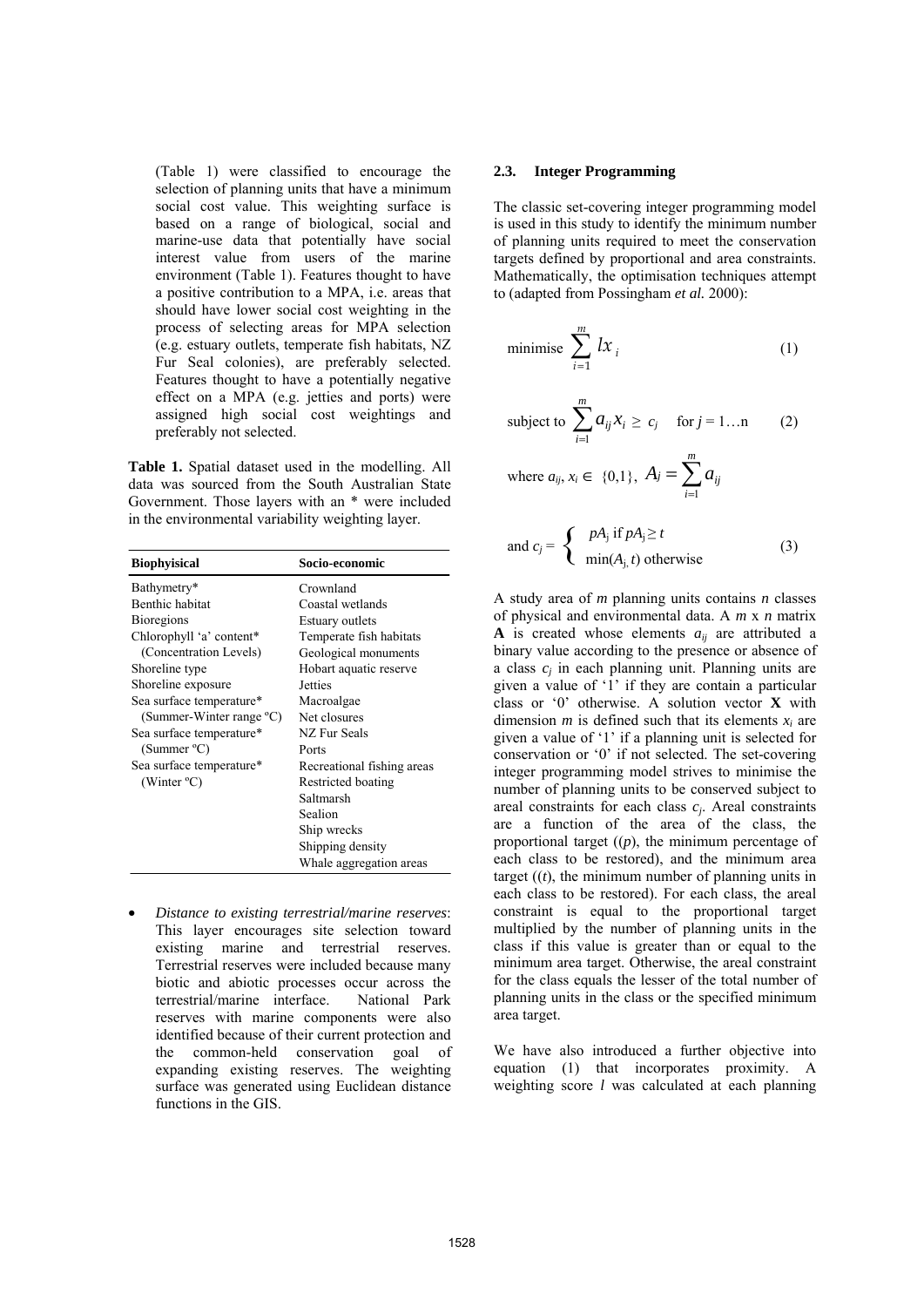(Table 1) were classified to encourage the selection of planning units that have a minimum social cost value. This weighting surface is based on a range of biological, social and marine-use data that potentially have social interest value from users of the marine environment (Table 1). Features thought to have a positive contribution to a MPA, i.e. areas that should have lower social cost weighting in the process of selecting areas for MPA selection (e.g. estuary outlets, temperate fish habitats, NZ Fur Seal colonies), are preferably selected. Features thought to have a potentially negative effect on a MPA (e.g. jetties and ports) were assigned high social cost weightings and preferably not selected.

**Table 1.** Spatial dataset used in the modelling. All data was sourced from the South Australian State Government. Those layers with an * were included in the environmental variability weighting layer.

| Biophyisical | Socio-economic |
|---|---|
| Bathymetry* | Crownland |
| Benthic habitat | Coastal wetlands |
| Bioregions | Estuary outlets |
| Chlorophyll 'a' content* (Concentration Levels) | Temperate fish habitats |
| | Geological monuments |
| Shoreline type | Hobart aquatic reserve |
| Shoreline exposure | Jetties |
| Sea surface temperature* (Summer-Winter range ºC) | Macroalgae |
| | Net closures |
| Sea surface temperature* (Summer ºC) | NZ Fur Seals |
| | Ports |
| Sea surface temperature* (Winter ºC) | Recreational fishing areas |
| | Restricted boating |
| | Saltmarsh |
| | Sealion |
| | Ship wrecks |
| | Shipping density |
| | Whale aggregation areas |

- *Distance to existing terrestrial/marine reserves*: This layer encourages site selection toward existing marine and terrestrial reserves. Terrestrial reserves were included because many biotic and abiotic processes occur across the terrestrial/marine interface. National Park reserves with marine components were also identified because of their current protection and the common-held conservation goal of expanding existing reserves. The weighting surface was generated using Euclidean distance functions in the GIS.

### 2.3. Integer Programming

The classic set-covering integer programming model is used in this study to identify the minimum number of planning units required to meet the conservation targets defined by proportional and area constraints. Mathematically, the optimisation techniques attempt to (adapted from Possingham *et al.* 2000):

$$\text{minimise } \sum_{i=1}^{m} lx_i \quad (1)$$

$$\text{subject to } \sum_{i=1}^{m} a_{ij} x_i \geq c_j \quad \text{for } j = 1 \ldots n \quad (2)$$

$$\text{where } a_{ij}, x_i \in \{0,1\}, \; A_j = \sum_{i=1}^{m} a_{ij}$$

$$\text{and } c_j = \begin{cases} pA_j \text{ if } pA_j \geq t \\ \min(A_j, t) \text{ otherwise} \end{cases} \quad (3)$$

A study area of $m$ planning units contains $n$ classes of physical and environmental data. A $m$ x $n$ matrix **A** is created whose elements $a_{ij}$ are attributed a binary value according to the presence or absence of a class $c_j$ in each planning unit. Planning units are given a value of '1' if they are contain a particular class or '0' otherwise. A solution vector **X** with dimension $m$ is defined such that its elements $x_i$ are given a value of '1' if a planning unit is selected for conservation or '0' if not selected. The set-covering integer programming model strives to minimise the number of planning units to be conserved subject to areal constraints for each class $c_j$. Areal constraints are a function of the area of the class, the proportional target (($p$), the minimum percentage of each class to be restored), and the minimum area target (($t$), the minimum number of planning units in each class to be restored). For each class, the areal constraint is equal to the proportional target multiplied by the number of planning units in the class if this value is greater than or equal to the minimum area target. Otherwise, the areal constraint for the class equals the lesser of the total number of planning units in the class or the specified minimum area target.

We have also introduced a further objective into equation (1) that incorporates proximity. A weighting score $l$ was calculated at each planning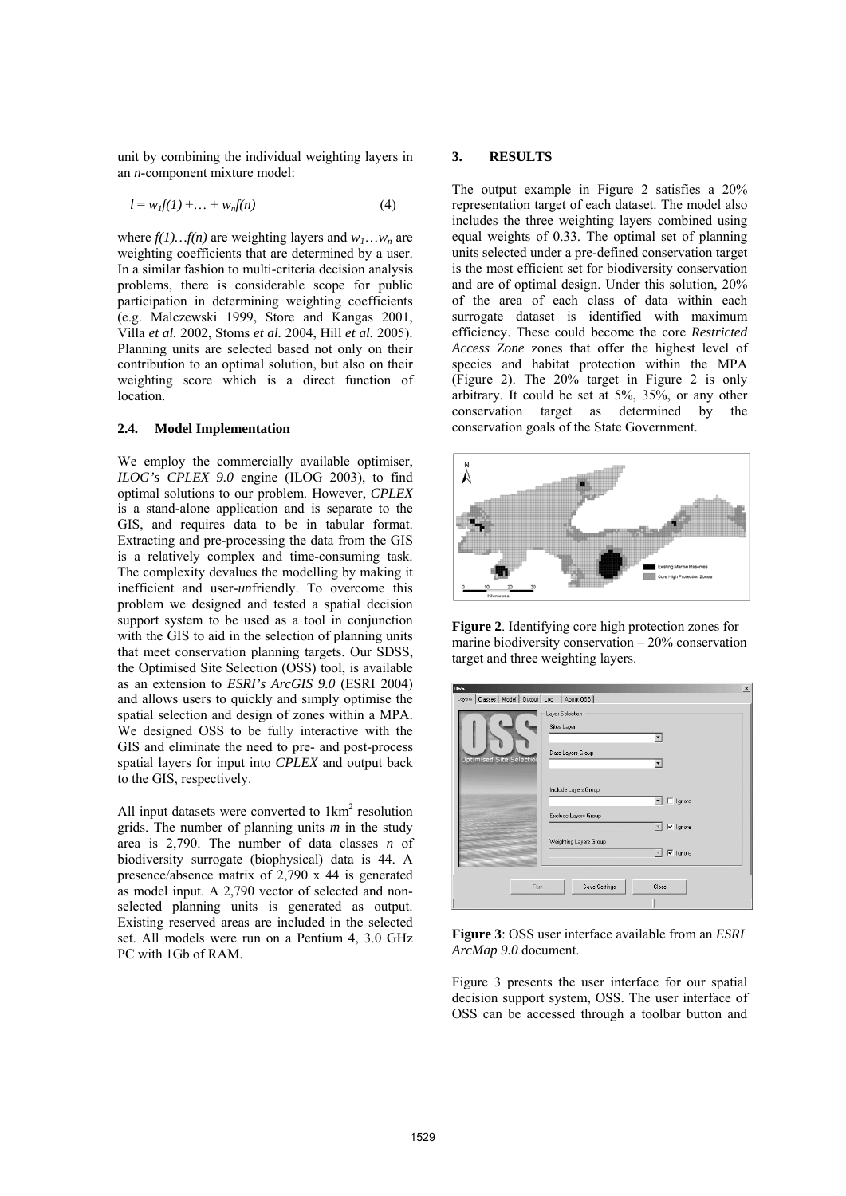unit by combining the individual weighting layers in an *n*-component mixture model:

$$l = w_1 f(1) + \ldots + w_n f(n) \quad (4)$$

where $f(1) \ldots f(n)$ are weighting layers and $w_1 \ldots w_n$ are weighting coefficients that are determined by a user. In a similar fashion to multi-criteria decision analysis problems, there is considerable scope for public participation in determining weighting coefficients (e.g. Malczewski 1999, Store and Kangas 2001, Villa *et al.* 2002, Stoms *et al.* 2004, Hill *et al.* 2005). Planning units are selected based not only on their contribution to an optimal solution, but also on their weighting score which is a direct function of location.

### 2.4. Model Implementation

We employ the commercially available optimiser, *ILOG's CPLEX 9.0* engine (ILOG 2003), to find optimal solutions to our problem. However, *CPLEX* is a stand-alone application and is separate to the GIS, and requires data to be in tabular format. Extracting and pre-processing the data from the GIS is a relatively complex and time-consuming task. The complexity devalues the modelling by making it inefficient and user-***un***friendly. To overcome this problem we designed and tested a spatial decision support system to be used as a tool in conjunction with the GIS to aid in the selection of planning units that meet conservation planning targets. Our SDSS, the Optimised Site Selection (OSS) tool, is available as an extension to *ESRI's ArcGIS 9.0* (ESRI 2004) and allows users to quickly and simply optimise the spatial selection and design of zones within a MPA. We designed OSS to be fully interactive with the GIS and eliminate the need to pre- and post-process spatial layers for input into *CPLEX* and output back to the GIS, respectively.

All input datasets were converted to $1\text{km}^2$ resolution grids. The number of planning units *m* in the study area is 2,790. The number of data classes *n* of biodiversity surrogate (biophysical) data is 44. A presence/absence matrix of 2,790 x 44 is generated as model input. A 2,790 vector of selected and non-selected planning units is generated as output. Existing reserved areas are included in the selected set. All models were run on a Pentium 4, 3.0 GHz PC with 1Gb of RAM.

## 3. RESULTS

The output example in Figure 2 satisfies a 20% representation target of each dataset. The model also includes the three weighting layers combined using equal weights of 0.33. The optimal set of planning units selected under a pre-defined conservation target is the most efficient set for biodiversity conservation and are of optimal design. Under this solution, 20% of the area of each class of data within each surrogate dataset is identified with maximum efficiency. These could become the core *Restricted Access Zone* zones that offer the highest level of species and habitat protection within the MPA (Figure 2). The 20% target in Figure 2 is only arbitrary. It could be set at 5%, 35%, or any other conservation target as determined by the conservation goals of the State Government.

**Figure 2**. Identifying core high protection zones for marine biodiversity conservation – 20% conservation target and three weighting layers.

**Figure 3**: OSS user interface available from an *ESRI ArcMap 9.0* document.

Figure 3 presents the user interface for our spatial decision support system, OSS. The user interface of OSS can be accessed through a toolbar button and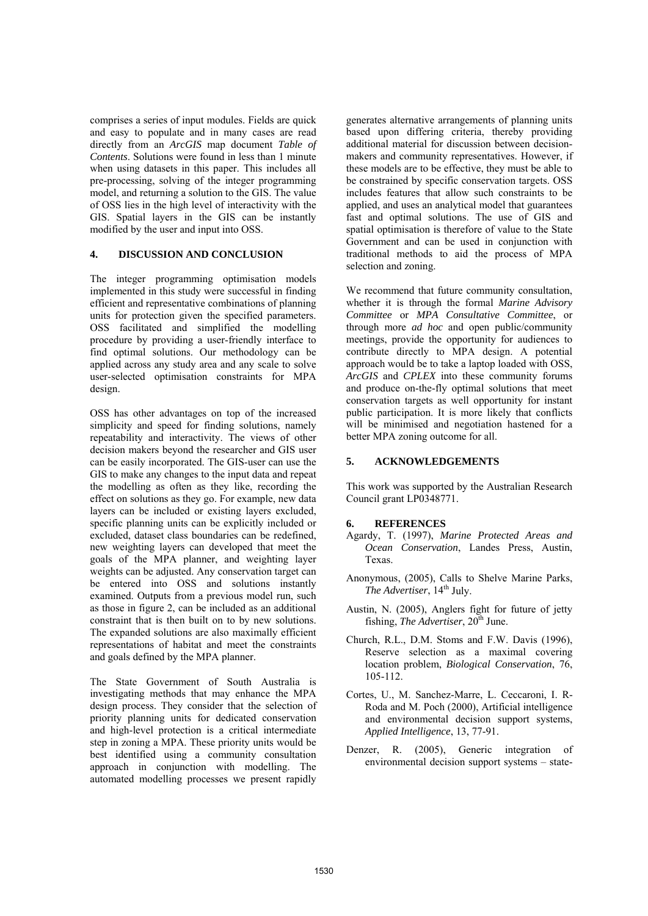comprises a series of input modules. Fields are quick and easy to populate and in many cases are read directly from an *ArcGIS* map document *Table of Contents*. Solutions were found in less than 1 minute when using datasets in this paper. This includes all pre-processing, solving of the integer programming model, and returning a solution to the GIS. The value of OSS lies in the high level of interactivity with the GIS. Spatial layers in the GIS can be instantly modified by the user and input into OSS.

## 4. DISCUSSION AND CONCLUSION

The integer programming optimisation models implemented in this study were successful in finding efficient and representative combinations of planning units for protection given the specified parameters. OSS facilitated and simplified the modelling procedure by providing a user-friendly interface to find optimal solutions. Our methodology can be applied across any study area and any scale to solve user-selected optimisation constraints for MPA design.

OSS has other advantages on top of the increased simplicity and speed for finding solutions, namely repeatability and interactivity. The views of other decision makers beyond the researcher and GIS user can be easily incorporated. The GIS-user can use the GIS to make any changes to the input data and repeat the modelling as often as they like, recording the effect on solutions as they go. For example, new data layers can be included or existing layers excluded, specific planning units can be explicitly included or excluded, dataset class boundaries can be redefined, new weighting layers can developed that meet the goals of the MPA planner, and weighting layer weights can be adjusted. Any conservation target can be entered into OSS and solutions instantly examined. Outputs from a previous model run, such as those in figure 2, can be included as an additional constraint that is then built on to by new solutions. The expanded solutions are also maximally efficient representations of habitat and meet the constraints and goals defined by the MPA planner.

The State Government of South Australia is investigating methods that may enhance the MPA design process. They consider that the selection of priority planning units for dedicated conservation and high-level protection is a critical intermediate step in zoning a MPA. These priority units would be best identified using a community consultation approach in conjunction with modelling. The automated modelling processes we present rapidly generates alternative arrangements of planning units based upon differing criteria, thereby providing additional material for discussion between decision-makers and community representatives. However, if these models are to be effective, they must be able to be constrained by specific conservation targets. OSS includes features that allow such constraints to be applied, and uses an analytical model that guarantees fast and optimal solutions. The use of GIS and spatial optimisation is therefore of value to the State Government and can be used in conjunction with traditional methods to aid the process of MPA selection and zoning.

We recommend that future community consultation, whether it is through the formal *Marine Advisory Committee* or *MPA Consultative Committee*, or through more *ad hoc* and open public/community meetings, provide the opportunity for audiences to contribute directly to MPA design. A potential approach would be to take a laptop loaded with OSS, *ArcGIS* and *CPLEX* into these community forums and produce on-the-fly optimal solutions that meet conservation targets as well opportunity for instant public participation. It is more likely that conflicts will be minimised and negotiation hastened for a better MPA zoning outcome for all.

## 5. ACKNOWLEDGEMENTS

This work was supported by the Australian Research Council grant LP0348771.

## 6. REFERENCES

Agardy, T. (1997), *Marine Protected Areas and Ocean Conservation*, Landes Press, Austin, Texas.

Anonymous, (2005), Calls to Shelve Marine Parks, *The Advertiser*, 14th July.

Austin, N. (2005), Anglers fight for future of jetty fishing, *The Advertiser*, 20th June.

Church, R.L., D.M. Stoms and F.W. Davis (1996), Reserve selection as a maximal covering location problem, *Biological Conservation*, 76, 105-112.

Cortes, U., M. Sanchez-Marre, L. Ceccaroni, I. R-Roda and M. Poch (2000), Artificial intelligence and environmental decision support systems, *Applied Intelligence*, 13, 77-91.

Denzer, R. (2005), Generic integration of environmental decision support systems – state-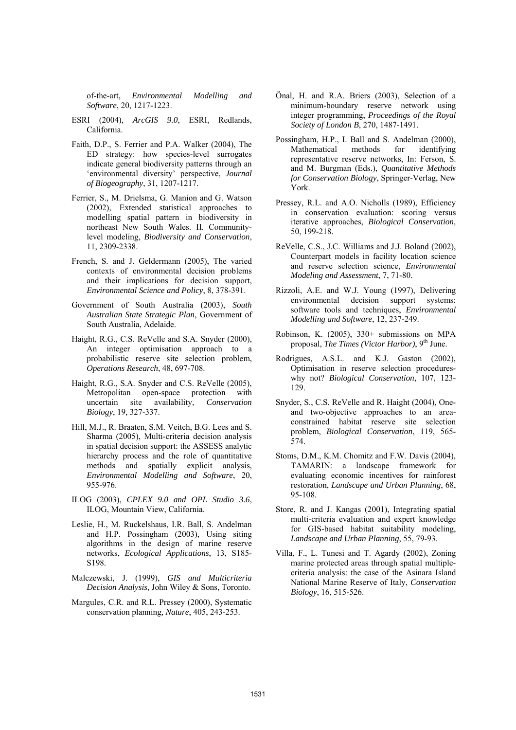of-the-art, *Environmental Modelling and Software*, 20, 1217-1223.

ESRI (2004), *ArcGIS 9.0*, ESRI, Redlands, California.

Faith, D.P., S. Ferrier and P.A. Walker (2004), The ED strategy: how species-level surrogates indicate general biodiversity patterns through an 'environmental diversity' perspective, *Journal of Biogeography*, 31, 1207-1217.

Ferrier, S., M. Drielsma, G. Manion and G. Watson (2002), Extended statistical approaches to modelling spatial pattern in biodiversity in northeast New South Wales. II. Community-level modeling, *Biodiversity and Conservation*, 11, 2309-2338.

French, S. and J. Geldermann (2005), The varied contexts of environmental decision problems and their implications for decision support, *Environmental Science and Policy*, 8, 378-391.

Government of South Australia (2003), *South Australian State Strategic Plan*, Government of South Australia, Adelaide.

Haight, R.G., C.S. ReVelle and S.A. Snyder (2000), An integer optimisation approach to a probabilistic reserve site selection problem, *Operations Research*, 48, 697-708.

Haight, R.G., S.A. Snyder and C.S. ReVelle (2005), Metropolitan open-space protection with uncertain site availability, *Conservation Biology*, 19, 327-337.

Hill, M.J., R. Braaten, S.M. Veitch, B.G. Lees and S. Sharma (2005), Multi-criteria decision analysis in spatial decision support: the ASSESS analytic hierarchy process and the role of quantitative methods and spatially explicit analysis, *Environmental Modelling and Software*, 20, 955-976.

ILOG (2003), *CPLEX 9.0 and OPL Studio 3.6*, ILOG, Mountain View, California.

Leslie, H., M. Ruckelshaus, I.R. Ball, S. Andelman and H.P. Possingham (2003), Using siting algorithms in the design of marine reserve networks, *Ecological Applications*, 13, S185-S198.

Malczewski, J. (1999), *GIS and Multicriteria Decision Analysis*, John Wiley & Sons, Toronto.

Margules, C.R. and R.L. Pressey (2000), Systematic conservation planning, *Nature*, 405, 243-253.

Önal, H. and R.A. Briers (2003), Selection of a minimum-boundary reserve network using integer programming, *Proceedings of the Royal Society of London B*, 270, 1487-1491.

Possingham, H.P., I. Ball and S. Andelman (2000), Mathematical methods for identifying representative reserve networks, In: Ferson, S. and M. Burgman (Eds.), *Quantitative Methods for Conservation Biology*, Springer-Verlag, New York.

Pressey, R.L. and A.O. Nicholls (1989), Efficiency in conservation evaluation: scoring versus iterative approaches, *Biological Conservation,* 50, 199-218.

ReVelle, C.S., J.C. Williams and J.J. Boland (2002), Counterpart models in facility location science and reserve selection science, *Environmental Modeling and Assessment*, 7, 71-80.

Rizzoli, A.E. and W.J. Young (1997), Delivering environmental decision support systems: software tools and techniques, *Environmental Modelling and Software*, 12, 237-249.

Robinson, K. (2005), 330+ submissions on MPA proposal, *The Times (Victor Harbor)*, 9th June.

Rodrigues, A.S.L. and K.J. Gaston (2002), Optimisation in reserve selection procedures-why not? *Biological Conservation*, 107, 123-129.

Snyder, S., C.S. ReVelle and R. Haight (2004), One- and two-objective approaches to an area-constrained habitat reserve site selection problem, *Biological Conservation*, 119, 565-574.

Stoms, D.M., K.M. Chomitz and F.W. Davis (2004), TAMARIN: a landscape framework for evaluating economic incentives for rainforest restoration, *Landscape and Urban Planning*, 68, 95-108.

Store, R. and J. Kangas (2001), Integrating spatial multi-criteria evaluation and expert knowledge for GIS-based habitat suitability modeling, *Landscape and Urban Planning*, 55, 79-93.

Villa, F., L. Tunesi and T. Agardy (2002), Zoning marine protected areas through spatial multiple-criteria analysis: the case of the Asinara Island National Marine Reserve of Italy, *Conservation Biology*, 16, 515-526.